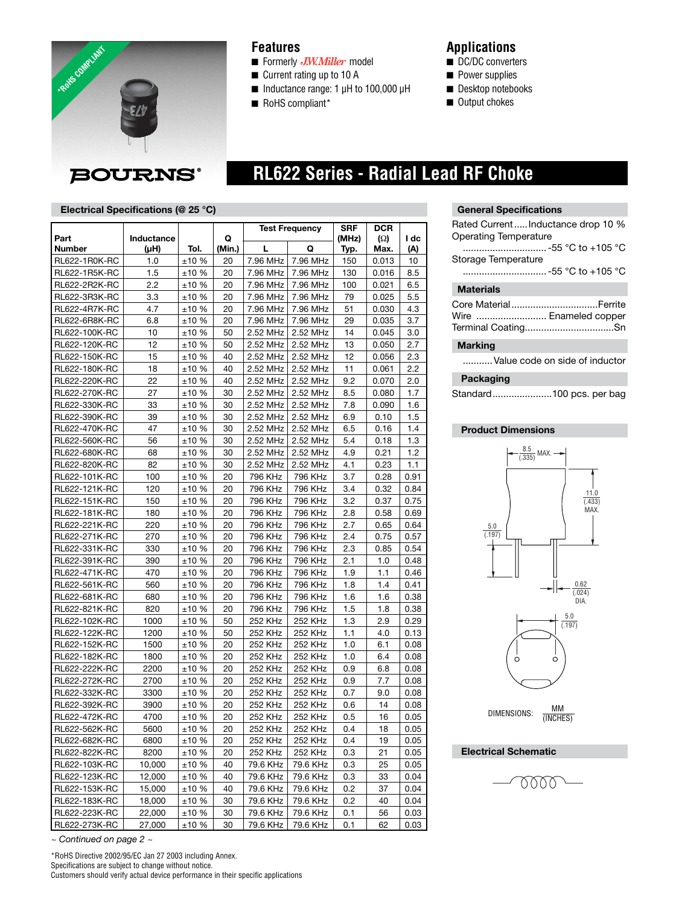*RoHS COMPLIANT

BOURNS®

## Features

- Formerly J.W.Miller model
- Current rating up to 10 A
- Inductance range: 1 µH to 100,000 µH
- RoHS compliant*

## Applications

- DC/DC converters
- Power supplies
- Desktop notebooks
- Output chokes

# RL622 Series - Radial Lead RF Choke

### Electrical Specifications (@ 25 °C)

| Part Number | Inductance (µH) | Tol. | Q (Min.) | Test Frequency L | Test Frequency Q | SRF (MHz) Typ. | DCR (Ω) Max. | I dc (A) |
|---|---|---|---|---|---|---|---|---|
| RL622-1R0K-RC | 1.0 | ±10 % | 20 | 7.96 MHz | 7.96 MHz | 150 | 0.013 | 10 |
| RL622-1R5K-RC | 1.5 | ±10 % | 20 | 7.96 MHz | 7.96 MHz | 130 | 0.016 | 8.5 |
| RL622-2R2K-RC | 2.2 | ±10 % | 20 | 7.96 MHz | 7.96 MHz | 100 | 0.021 | 6.5 |
| RL622-3R3K-RC | 3.3 | ±10 % | 20 | 7.96 MHz | 7.96 MHz | 79 | 0.025 | 5.5 |
| RL622-4R7K-RC | 4.7 | ±10 % | 20 | 7.96 MHz | 7.96 MHz | 51 | 0.030 | 4.3 |
| RL622-6R8K-RC | 6.8 | ±10 % | 20 | 7.96 MHz | 7.96 MHz | 29 | 0.035 | 3.7 |
| RL622-100K-RC | 10 | ±10 % | 50 | 2.52 MHz | 2.52 MHz | 14 | 0.045 | 3.0 |
| RL622-120K-RC | 12 | ±10 % | 50 | 2.52 MHz | 2.52 MHz | 13 | 0.050 | 2.7 |
| RL622-150K-RC | 15 | ±10 % | 40 | 2.52 MHz | 2.52 MHz | 12 | 0.056 | 2.3 |
| RL622-180K-RC | 18 | ±10 % | 40 | 2.52 MHz | 2.52 MHz | 11 | 0.061 | 2.2 |
| RL622-220K-RC | 22 | ±10 % | 40 | 2.52 MHz | 2.52 MHz | 9.2 | 0.070 | 2.0 |
| RL622-270K-RC | 27 | ±10 % | 30 | 2.52 MHz | 2.52 MHz | 8.5 | 0.080 | 1.7 |
| RL622-330K-RC | 33 | ±10 % | 30 | 2.52 MHz | 2.52 MHz | 7.8 | 0.090 | 1.6 |
| RL622-390K-RC | 39 | ±10 % | 30 | 2.52 MHz | 2.52 MHz | 6.9 | 0.10 | 1.5 |
| RL622-470K-RC | 47 | ±10 % | 30 | 2.52 MHz | 2.52 MHz | 6.5 | 0.16 | 1.4 |
| RL622-560K-RC | 56 | ±10 % | 30 | 2.52 MHz | 2.52 MHz | 5.4 | 0.18 | 1.3 |
| RL622-680K-RC | 68 | ±10 % | 30 | 2.52 MHz | 2.52 MHz | 4.9 | 0.21 | 1.2 |
| RL622-820K-RC | 82 | ±10 % | 30 | 2.52 MHz | 2.52 MHz | 4.1 | 0.23 | 1.1 |
| RL622-101K-RC | 100 | ±10 % | 20 | 796 KHz | 796 KHz | 3.7 | 0.28 | 0.91 |
| RL622-121K-RC | 120 | ±10 % | 20 | 796 KHz | 796 KHz | 3.4 | 0.32 | 0.84 |
| RL622-151K-RC | 150 | ±10 % | 20 | 796 KHz | 796 KHz | 3.2 | 0.37 | 0.75 |
| RL622-181K-RC | 180 | ±10 % | 20 | 796 KHz | 796 KHz | 2.8 | 0.58 | 0.69 |
| RL622-221K-RC | 220 | ±10 % | 20 | 796 KHz | 796 KHz | 2.7 | 0.65 | 0.64 |
| RL622-271K-RC | 270 | ±10 % | 20 | 796 KHz | 796 KHz | 2.4 | 0.75 | 0.57 |
| RL622-331K-RC | 330 | ±10 % | 20 | 796 KHz | 796 KHz | 2.3 | 0.85 | 0.54 |
| RL622-391K-RC | 390 | ±10 % | 20 | 796 KHz | 796 KHz | 2.1 | 1.0 | 0.48 |
| RL622-471K-RC | 470 | ±10 % | 20 | 796 KHz | 796 KHz | 1.9 | 1.1 | 0.46 |
| RL622-561K-RC | 560 | ±10 % | 20 | 796 KHz | 796 KHz | 1.8 | 1.4 | 0.41 |
| RL622-681K-RC | 680 | ±10 % | 20 | 796 KHz | 796 KHz | 1.6 | 1.6 | 0.38 |
| RL622-821K-RC | 820 | ±10 % | 20 | 796 KHz | 796 KHz | 1.5 | 1.8 | 0.38 |
| RL622-102K-RC | 1000 | ±10 % | 50 | 252 KHz | 252 KHz | 1.3 | 2.9 | 0.29 |
| RL622-122K-RC | 1200 | ±10 % | 50 | 252 KHz | 252 KHz | 1.1 | 4.0 | 0.13 |
| RL622-152K-RC | 1500 | ±10 % | 20 | 252 KHz | 252 KHz | 1.0 | 6.1 | 0.08 |
| RL622-182K-RC | 1800 | ±10 % | 20 | 252 KHz | 252 KHz | 1.0 | 6.4 | 0.08 |
| RL622-222K-RC | 2200 | ±10 % | 20 | 252 KHz | 252 KHz | 0.9 | 6.8 | 0.08 |
| RL622-272K-RC | 2700 | ±10 % | 20 | 252 KHz | 252 KHz | 0.9 | 7.7 | 0.08 |
| RL622-332K-RC | 3300 | ±10 % | 20 | 252 KHz | 252 KHz | 0.7 | 9.0 | 0.08 |
| RL622-392K-RC | 3900 | ±10 % | 20 | 252 KHz | 252 KHz | 0.6 | 14 | 0.08 |
| RL622-472K-RC | 4700 | ±10 % | 20 | 252 KHz | 252 KHz | 0.5 | 16 | 0.05 |
| RL622-562K-RC | 5600 | ±10 % | 20 | 252 KHz | 252 KHz | 0.4 | 18 | 0.05 |
| RL622-682K-RC | 6800 | ±10 % | 20 | 252 KHz | 252 KHz | 0.4 | 19 | 0.05 |
| RL622-822K-RC | 8200 | ±10 % | 20 | 252 KHz | 252 KHz | 0.3 | 21 | 0.05 |
| RL622-103K-RC | 10,000 | ±10 % | 40 | 79.6 KHz | 79.6 KHz | 0.3 | 25 | 0.05 |
| RL622-123K-RC | 12,000 | ±10 % | 40 | 79.6 KHz | 79.6 KHz | 0.3 | 33 | 0.04 |
| RL622-153K-RC | 15,000 | ±10 % | 40 | 79.6 KHz | 79.6 KHz | 0.2 | 37 | 0.04 |
| RL622-183K-RC | 18,000 | ±10 % | 30 | 79.6 KHz | 79.6 KHz | 0.2 | 40 | 0.04 |
| RL622-223K-RC | 22,000 | ±10 % | 30 | 79.6 KHz | 79.6 KHz | 0.1 | 56 | 0.03 |
| RL622-273K-RC | 27,000 | ±10 % | 30 | 79.6 KHz | 79.6 KHz | 0.1 | 62 | 0.03 |

*~ Continued on page 2 ~*

### General Specifications

Rated Current ..... Inductance drop 10 %
Operating Temperature
............................... -55 °C to +105 °C
Storage Temperature
............................... -55 °C to +105 °C

### Materials

Core Material ................................ Ferrite
Wire .......................... Enameled copper
Terminal Coating ................................. Sn

### Marking

.......... Value code on side of inductor

### Packaging

Standard ...................... 100 pcs. per bag

### Product Dimensions

8.5 (.335) MAX.
11.0 (.433) MAX.
5.0 (.197)
0.62 (.024) DIA.
5.0 (.197)

DIMENSIONS: MM (INCHES)

### Electrical Schematic

*RoHS Directive 2002/95/EC Jan 27 2003 including Annex.
Specifications are subject to change without notice.
Customers should verify actual device performance in their specific applications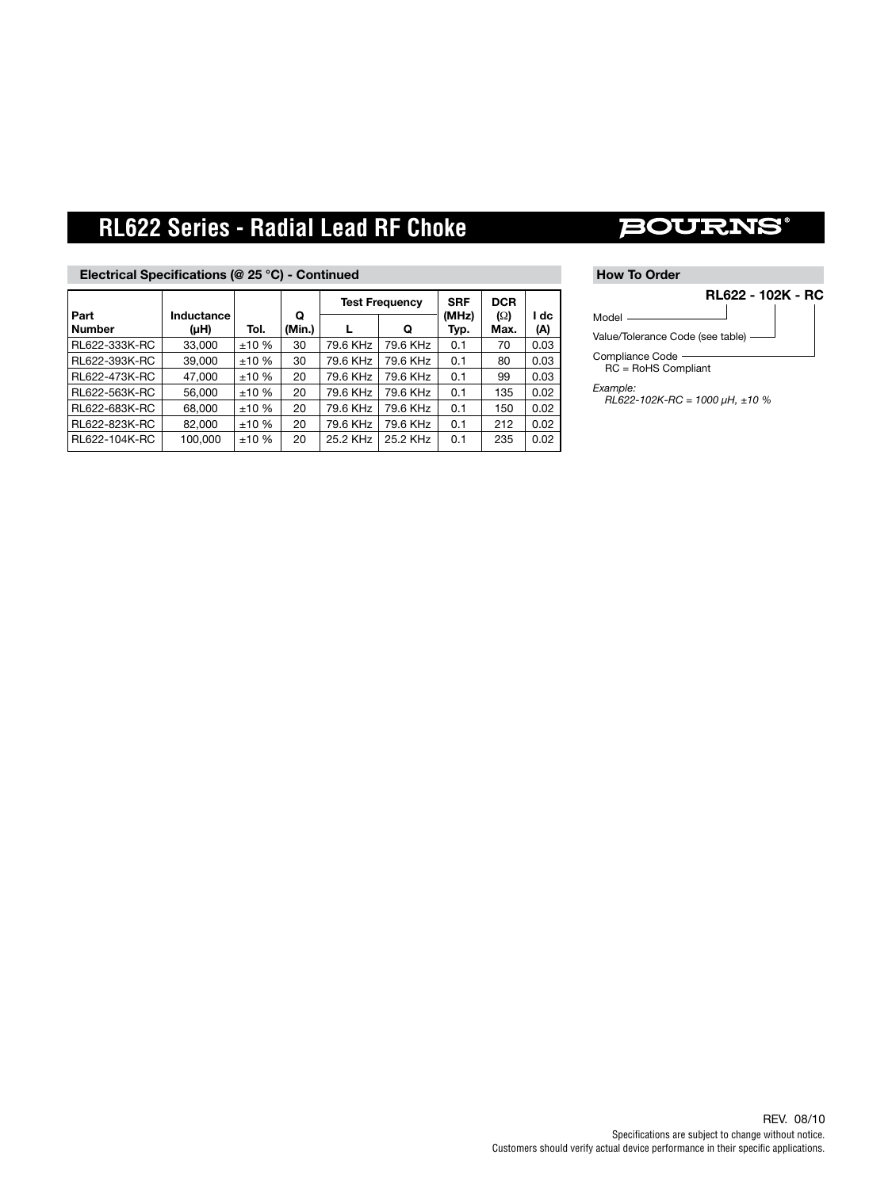# RL622 Series - Radial Lead RF Choke

BOURNS®

## Electrical Specifications (@ 25 °C) - Continued

| Part Number | Inductance (µH) | Tol. | Q (Min.) | Test Frequency | | SRF (MHz) Typ. | DCR (Ω) Max. | I dc (A) |
|---|---|---|---|---|---|---|---|---|
| | | | | L | Q | | | |
| RL622-333K-RC | 33,000 | ±10 % | 30 | 79.6 KHz | 79.6 KHz | 0.1 | 70 | 0.03 |
| RL622-393K-RC | 39,000 | ±10 % | 30 | 79.6 KHz | 79.6 KHz | 0.1 | 80 | 0.03 |
| RL622-473K-RC | 47,000 | ±10 % | 20 | 79.6 KHz | 79.6 KHz | 0.1 | 99 | 0.03 |
| RL622-563K-RC | 56,000 | ±10 % | 20 | 79.6 KHz | 79.6 KHz | 0.1 | 135 | 0.02 |
| RL622-683K-RC | 68,000 | ±10 % | 20 | 79.6 KHz | 79.6 KHz | 0.1 | 150 | 0.02 |
| RL622-823K-RC | 82,000 | ±10 % | 20 | 79.6 KHz | 79.6 KHz | 0.1 | 212 | 0.02 |
| RL622-104K-RC | 100,000 | ±10 % | 20 | 25.2 KHz | 25.2 KHz | 0.1 | 235 | 0.02 |

## How To Order

**RL622 - 102K - RC**

Model

Value/Tolerance Code (see table)

Compliance Code
RC = RoHS Compliant

*Example:*
*RL622-102K-RC = 1000 µH, ±10 %*

REV. 08/10
Specifications are subject to change without notice.
Customers should verify actual device performance in their specific applications.